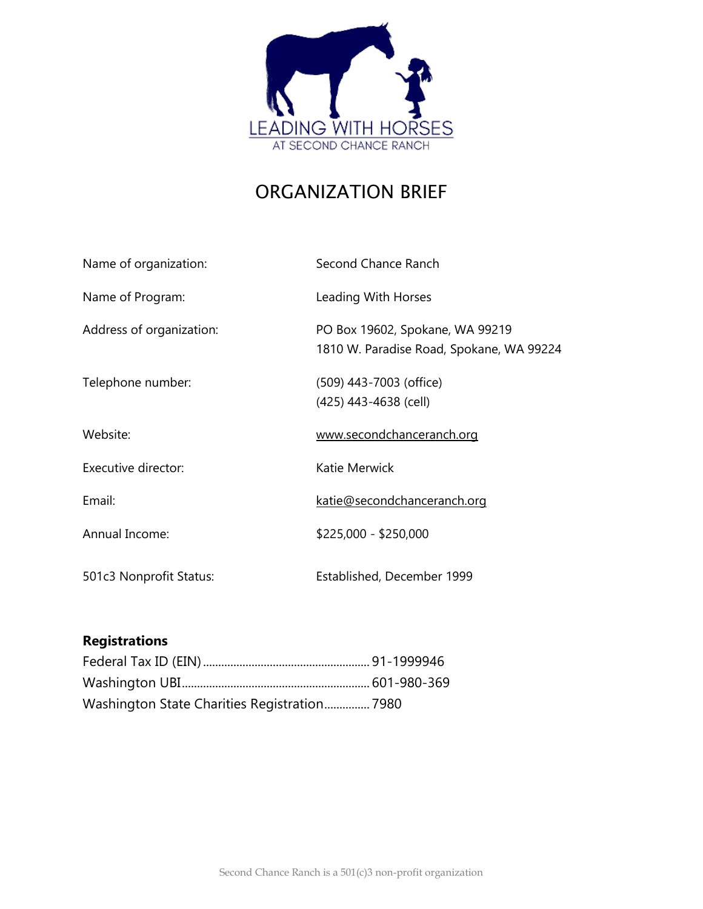LEADING WITH HORSES

AT SECOND CHANCE RANCH

# ORGANIZATION BRIEF

| | |
|---|---|
| Name of organization: | Second Chance Ranch |
| Name of Program: | Leading With Horses |
| Address of organization: | PO Box 19602, Spokane, WA 99219<br>1810 W. Paradise Road, Spokane, WA 99224 |
| Telephone number: | (509) 443-7003 (office)<br>(425) 443-4638 (cell) |
| Website: | www.secondchanceranch.org |
| Executive director: | Katie Merwick |
| Email: | katie@secondchanceranch.org |
| Annual Income: | $225,000 - $250,000 |
| 501c3 Nonprofit Status: | Established, December 1999 |

**Registrations**

Federal Tax ID (EIN)........................................................ 91-1999946
Washington UBI.............................................................. 601-980-369
Washington State Charities Registration............... 7980

Second Chance Ranch is a 501(c)3 non-profit organization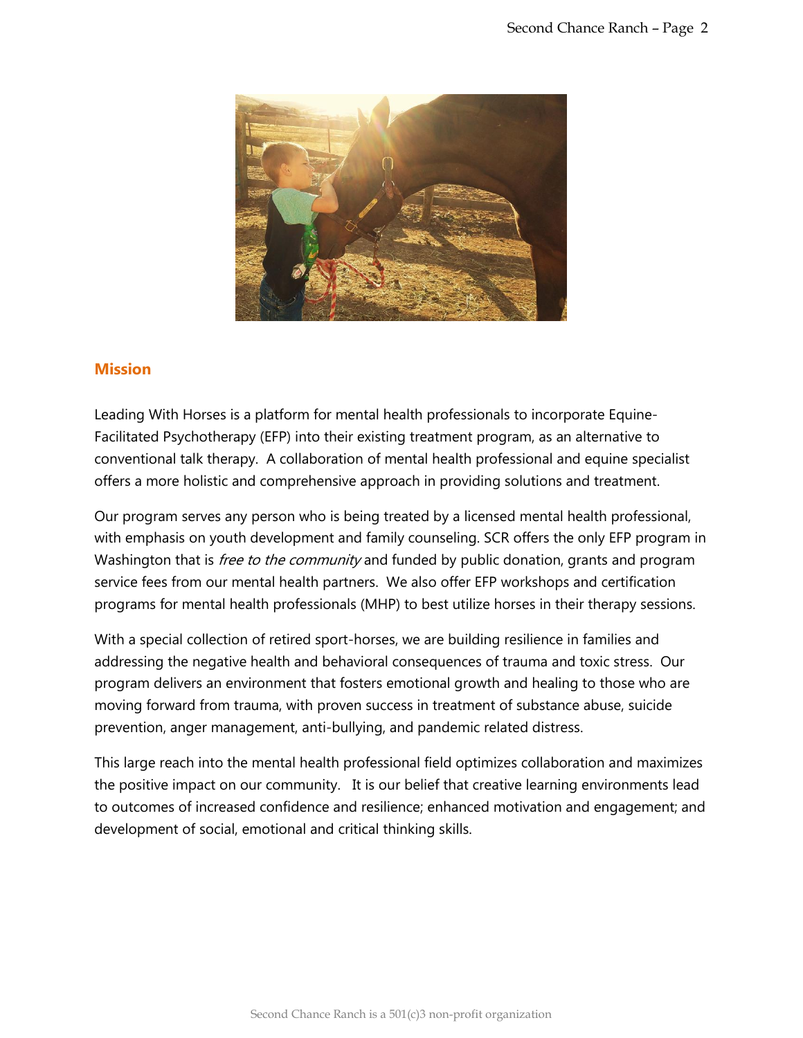## Mission

Leading With Horses is a platform for mental health professionals to incorporate Equine-Facilitated Psychotherapy (EFP) into their existing treatment program, as an alternative to conventional talk therapy. A collaboration of mental health professional and equine specialist offers a more holistic and comprehensive approach in providing solutions and treatment.

Our program serves any person who is being treated by a licensed mental health professional, with emphasis on youth development and family counseling. SCR offers the only EFP program in Washington that is *free to the community* and funded by public donation, grants and program service fees from our mental health partners. We also offer EFP workshops and certification programs for mental health professionals (MHP) to best utilize horses in their therapy sessions.

With a special collection of retired sport-horses, we are building resilience in families and addressing the negative health and behavioral consequences of trauma and toxic stress. Our program delivers an environment that fosters emotional growth and healing to those who are moving forward from trauma, with proven success in treatment of substance abuse, suicide prevention, anger management, anti-bullying, and pandemic related distress.

This large reach into the mental health professional field optimizes collaboration and maximizes the positive impact on our community. It is our belief that creative learning environments lead to outcomes of increased confidence and resilience; enhanced motivation and engagement; and development of social, emotional and critical thinking skills.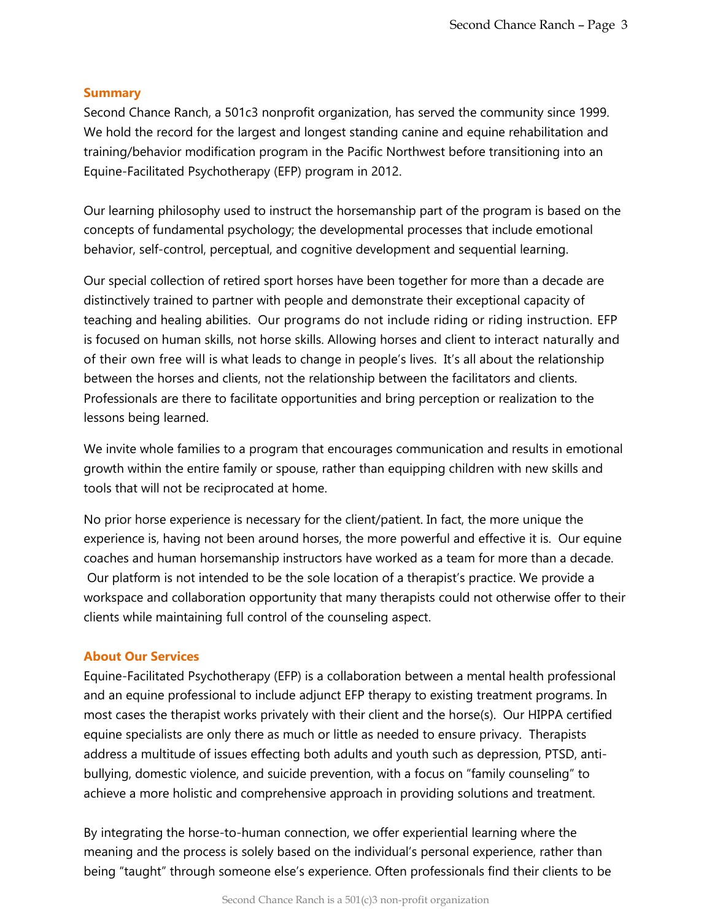## Summary

Second Chance Ranch, a 501c3 nonprofit organization, has served the community since 1999. We hold the record for the largest and longest standing canine and equine rehabilitation and training/behavior modification program in the Pacific Northwest before transitioning into an Equine-Facilitated Psychotherapy (EFP) program in 2012.

Our learning philosophy used to instruct the horsemanship part of the program is based on the concepts of fundamental psychology; the developmental processes that include emotional behavior, self-control, perceptual, and cognitive development and sequential learning.

Our special collection of retired sport horses have been together for more than a decade are distinctively trained to partner with people and demonstrate their exceptional capacity of teaching and healing abilities. Our programs do not include riding or riding instruction. EFP is focused on human skills, not horse skills. Allowing horses and client to interact naturally and of their own free will is what leads to change in people's lives. It's all about the relationship between the horses and clients, not the relationship between the facilitators and clients. Professionals are there to facilitate opportunities and bring perception or realization to the lessons being learned.

We invite whole families to a program that encourages communication and results in emotional growth within the entire family or spouse, rather than equipping children with new skills and tools that will not be reciprocated at home.

No prior horse experience is necessary for the client/patient. In fact, the more unique the experience is, having not been around horses, the more powerful and effective it is. Our equine coaches and human horsemanship instructors have worked as a team for more than a decade. Our platform is not intended to be the sole location of a therapist's practice. We provide a workspace and collaboration opportunity that many therapists could not otherwise offer to their clients while maintaining full control of the counseling aspect.

## About Our Services

Equine-Facilitated Psychotherapy (EFP) is a collaboration between a mental health professional and an equine professional to include adjunct EFP therapy to existing treatment programs. In most cases the therapist works privately with their client and the horse(s). Our HIPPA certified equine specialists are only there as much or little as needed to ensure privacy. Therapists address a multitude of issues effecting both adults and youth such as depression, PTSD, anti-bullying, domestic violence, and suicide prevention, with a focus on "family counseling" to achieve a more holistic and comprehensive approach in providing solutions and treatment.

By integrating the horse-to-human connection, we offer experiential learning where the meaning and the process is solely based on the individual's personal experience, rather than being "taught" through someone else's experience. Often professionals find their clients to be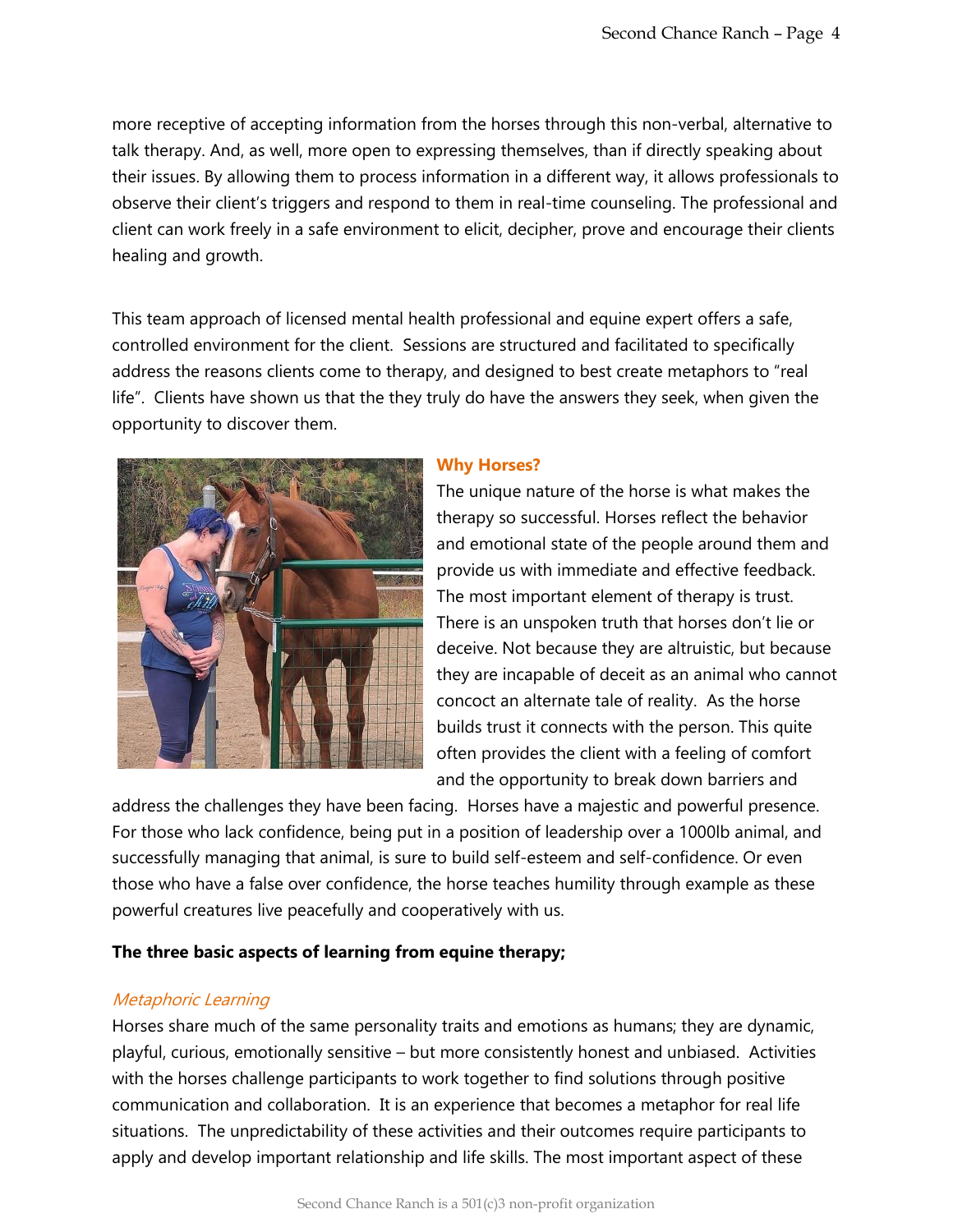more receptive of accepting information from the horses through this non-verbal, alternative to talk therapy. And, as well, more open to expressing themselves, than if directly speaking about their issues. By allowing them to process information in a different way, it allows professionals to observe their client's triggers and respond to them in real-time counseling. The professional and client can work freely in a safe environment to elicit, decipher, prove and encourage their clients healing and growth.

This team approach of licensed mental health professional and equine expert offers a safe, controlled environment for the client. Sessions are structured and facilitated to specifically address the reasons clients come to therapy, and designed to best create metaphors to "real life". Clients have shown us that the they truly do have the answers they seek, when given the opportunity to discover them.

### Why Horses?

The unique nature of the horse is what makes the therapy so successful. Horses reflect the behavior and emotional state of the people around them and provide us with immediate and effective feedback. The most important element of therapy is trust. There is an unspoken truth that horses don't lie or deceive. Not because they are altruistic, but because they are incapable of deceit as an animal who cannot concoct an alternate tale of reality. As the horse builds trust it connects with the person. This quite often provides the client with a feeling of comfort and the opportunity to break down barriers and address the challenges they have been facing. Horses have a majestic and powerful presence. For those who lack confidence, being put in a position of leadership over a 1000lb animal, and successfully managing that animal, is sure to build self-esteem and self-confidence. Or even those who have a false over confidence, the horse teaches humility through example as these powerful creatures live peacefully and cooperatively with us.

**The three basic aspects of learning from equine therapy;**

*Metaphoric Learning*

Horses share much of the same personality traits and emotions as humans; they are dynamic, playful, curious, emotionally sensitive – but more consistently honest and unbiased. Activities with the horses challenge participants to work together to find solutions through positive communication and collaboration. It is an experience that becomes a metaphor for real life situations. The unpredictability of these activities and their outcomes require participants to apply and develop important relationship and life skills. The most important aspect of these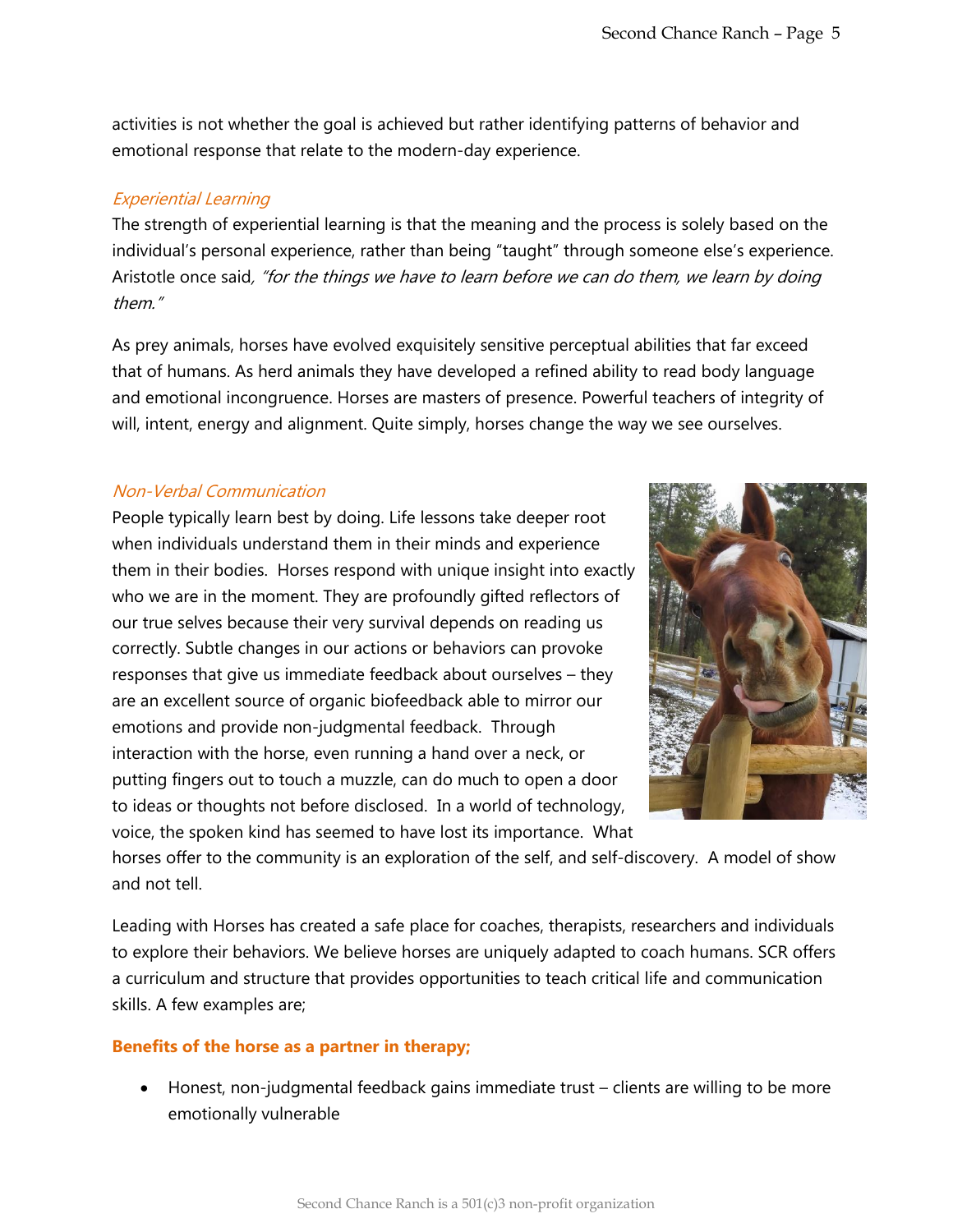activities is not whether the goal is achieved but rather identifying patterns of behavior and emotional response that relate to the modern-day experience.

*Experiential Learning*

The strength of experiential learning is that the meaning and the process is solely based on the individual's personal experience, rather than being "taught" through someone else's experience. Aristotle once said, *"for the things we have to learn before we can do them, we learn by doing them."*

As prey animals, horses have evolved exquisitely sensitive perceptual abilities that far exceed that of humans. As herd animals they have developed a refined ability to read body language and emotional incongruence. Horses are masters of presence. Powerful teachers of integrity of will, intent, energy and alignment. Quite simply, horses change the way we see ourselves.

*Non-Verbal Communication*

People typically learn best by doing. Life lessons take deeper root when individuals understand them in their minds and experience them in their bodies. Horses respond with unique insight into exactly who we are in the moment. They are profoundly gifted reflectors of our true selves because their very survival depends on reading us correctly. Subtle changes in our actions or behaviors can provoke responses that give us immediate feedback about ourselves – they are an excellent source of organic biofeedback able to mirror our emotions and provide non-judgmental feedback. Through interaction with the horse, even running a hand over a neck, or putting fingers out to touch a muzzle, can do much to open a door to ideas or thoughts not before disclosed. In a world of technology, voice, the spoken kind has seemed to have lost its importance. What horses offer to the community is an exploration of the self, and self-discovery. A model of show and not tell.

Leading with Horses has created a safe place for coaches, therapists, researchers and individuals to explore their behaviors. We believe horses are uniquely adapted to coach humans. SCR offers a curriculum and structure that provides opportunities to teach critical life and communication skills. A few examples are;

**Benefits of the horse as a partner in therapy;**

- Honest, non-judgmental feedback gains immediate trust – clients are willing to be more emotionally vulnerable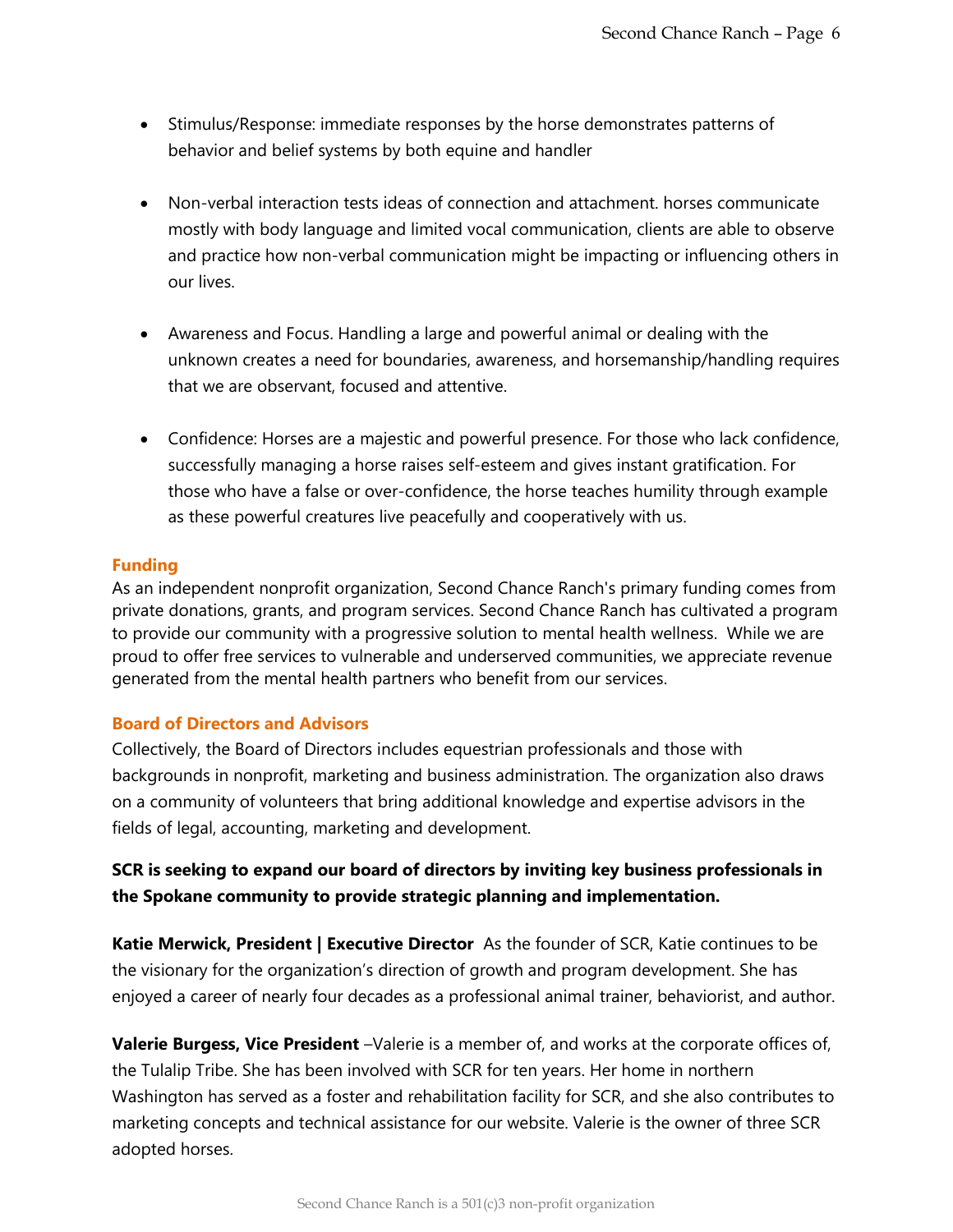- Stimulus/Response: immediate responses by the horse demonstrates patterns of behavior and belief systems by both equine and handler

- Non-verbal interaction tests ideas of connection and attachment. horses communicate mostly with body language and limited vocal communication, clients are able to observe and practice how non-verbal communication might be impacting or influencing others in our lives.

- Awareness and Focus. Handling a large and powerful animal or dealing with the unknown creates a need for boundaries, awareness, and horsemanship/handling requires that we are observant, focused and attentive.

- Confidence: Horses are a majestic and powerful presence. For those who lack confidence, successfully managing a horse raises self-esteem and gives instant gratification. For those who have a false or over-confidence, the horse teaches humility through example as these powerful creatures live peacefully and cooperatively with us.

### Funding

As an independent nonprofit organization, Second Chance Ranch's primary funding comes from private donations, grants, and program services. Second Chance Ranch has cultivated a program to provide our community with a progressive solution to mental health wellness. While we are proud to offer free services to vulnerable and underserved communities, we appreciate revenue generated from the mental health partners who benefit from our services.

### Board of Directors and Advisors

Collectively, the Board of Directors includes equestrian professionals and those with backgrounds in nonprofit, marketing and business administration. The organization also draws on a community of volunteers that bring additional knowledge and expertise advisors in the fields of legal, accounting, marketing and development.

**SCR is seeking to expand our board of directors by inviting key business professionals in the Spokane community to provide strategic planning and implementation.**

**Katie Merwick, President | Executive Director** As the founder of SCR, Katie continues to be the visionary for the organization's direction of growth and program development. She has enjoyed a career of nearly four decades as a professional animal trainer, behaviorist, and author.

**Valerie Burgess, Vice President** –Valerie is a member of, and works at the corporate offices of, the Tulalip Tribe. She has been involved with SCR for ten years. Her home in northern Washington has served as a foster and rehabilitation facility for SCR, and she also contributes to marketing concepts and technical assistance for our website. Valerie is the owner of three SCR adopted horses.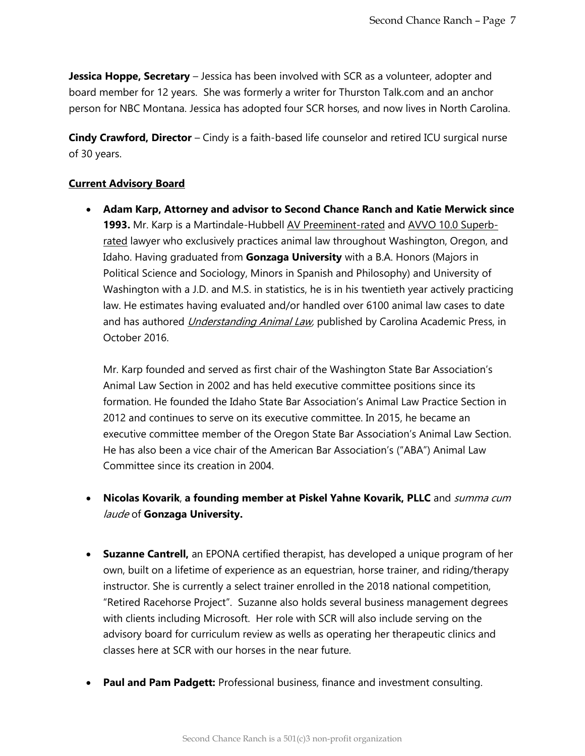**Jessica Hoppe, Secretary** – Jessica has been involved with SCR as a volunteer, adopter and board member for 12 years. She was formerly a writer for Thurston Talk.com and an anchor person for NBC Montana. Jessica has adopted four SCR horses, and now lives in North Carolina.

**Cindy Crawford, Director** – Cindy is a faith-based life counselor and retired ICU surgical nurse of 30 years.

**Current Advisory Board**

- **Adam Karp, Attorney and advisor to Second Chance Ranch and Katie Merwick since 1993.** Mr. Karp is a Martindale-Hubbell AV Preeminent-rated and AVVO 10.0 Superb-rated lawyer who exclusively practices animal law throughout Washington, Oregon, and Idaho. Having graduated from **Gonzaga University** with a B.A. Honors (Majors in Political Science and Sociology, Minors in Spanish and Philosophy) and University of Washington with a J.D. and M.S. in statistics, he is in his twentieth year actively practicing law. He estimates having evaluated and/or handled over 6100 animal law cases to date and has authored *Understanding Animal Law*, published by Carolina Academic Press, in October 2016.

  Mr. Karp founded and served as first chair of the Washington State Bar Association's Animal Law Section in 2002 and has held executive committee positions since its formation. He founded the Idaho State Bar Association's Animal Law Practice Section in 2012 and continues to serve on its executive committee. In 2015, he became an executive committee member of the Oregon State Bar Association's Animal Law Section. He has also been a vice chair of the American Bar Association's ("ABA") Animal Law Committee since its creation in 2004.

- **Nicolas Kovarik**, **a founding member at Piskel Yahne Kovarik, PLLC** and *summa cum laude* of **Gonzaga University.**

- **Suzanne Cantrell,** an EPONA certified therapist, has developed a unique program of her own, built on a lifetime of experience as an equestrian, horse trainer, and riding/therapy instructor. She is currently a select trainer enrolled in the 2018 national competition, "Retired Racehorse Project". Suzanne also holds several business management degrees with clients including Microsoft. Her role with SCR will also include serving on the advisory board for curriculum review as wells as operating her therapeutic clinics and classes here at SCR with our horses in the near future.

- **Paul and Pam Padgett:** Professional business, finance and investment consulting.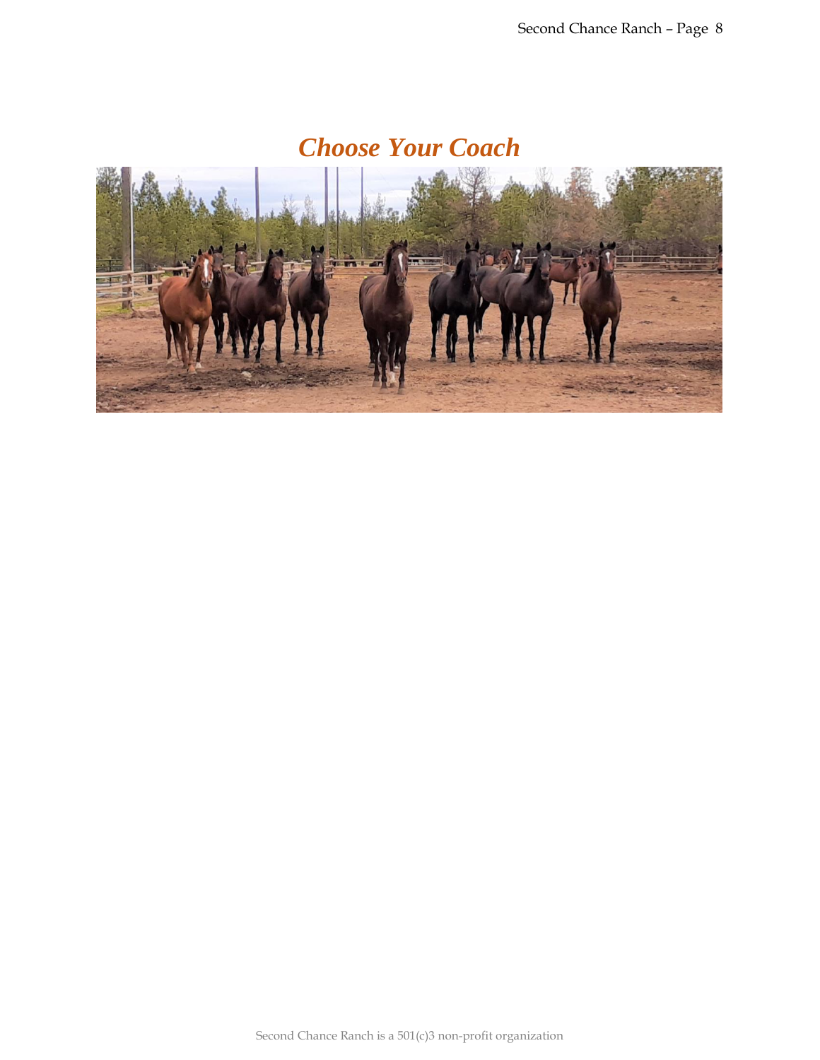## *Choose Your Coach*